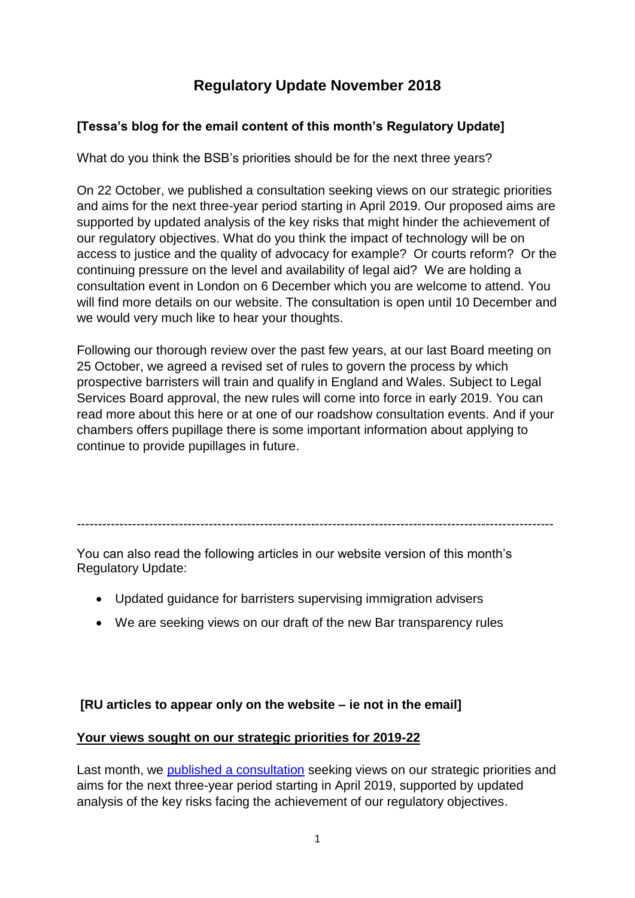# Regulatory Update November 2018

**[Tessa's blog for the email content of this month's Regulatory Update]**

What do you think the BSB's priorities should be for the next three years?

On 22 October, we published a consultation seeking views on our strategic priorities and aims for the next three-year period starting in April 2019. Our proposed aims are supported by updated analysis of the key risks that might hinder the achievement of our regulatory objectives. What do you think the impact of technology will be on access to justice and the quality of advocacy for example? Or courts reform? Or the continuing pressure on the level and availability of legal aid? We are holding a consultation event in London on 6 December which you are welcome to attend. You will find more details on our website. The consultation is open until 10 December and we would very much like to hear your thoughts.

Following our thorough review over the past few years, at our last Board meeting on 25 October, we agreed a revised set of rules to govern the process by which prospective barristers will train and qualify in England and Wales. Subject to Legal Services Board approval, the new rules will come into force in early 2019. You can read more about this here or at one of our roadshow consultation events. And if your chambers offers pupillage there is some important information about applying to continue to provide pupillages in future.

---

You can also read the following articles in our website version of this month's Regulatory Update:

- Updated guidance for barristers supervising immigration advisers
- We are seeking views on our draft of the new Bar transparency rules

**[RU articles to appear only on the website – ie not in the email]**

**<u>Your views sought on our strategic priorities for 2019-22</u>**

Last month, we published a consultation seeking views on our strategic priorities and aims for the next three-year period starting in April 2019, supported by updated analysis of the key risks facing the achievement of our regulatory objectives.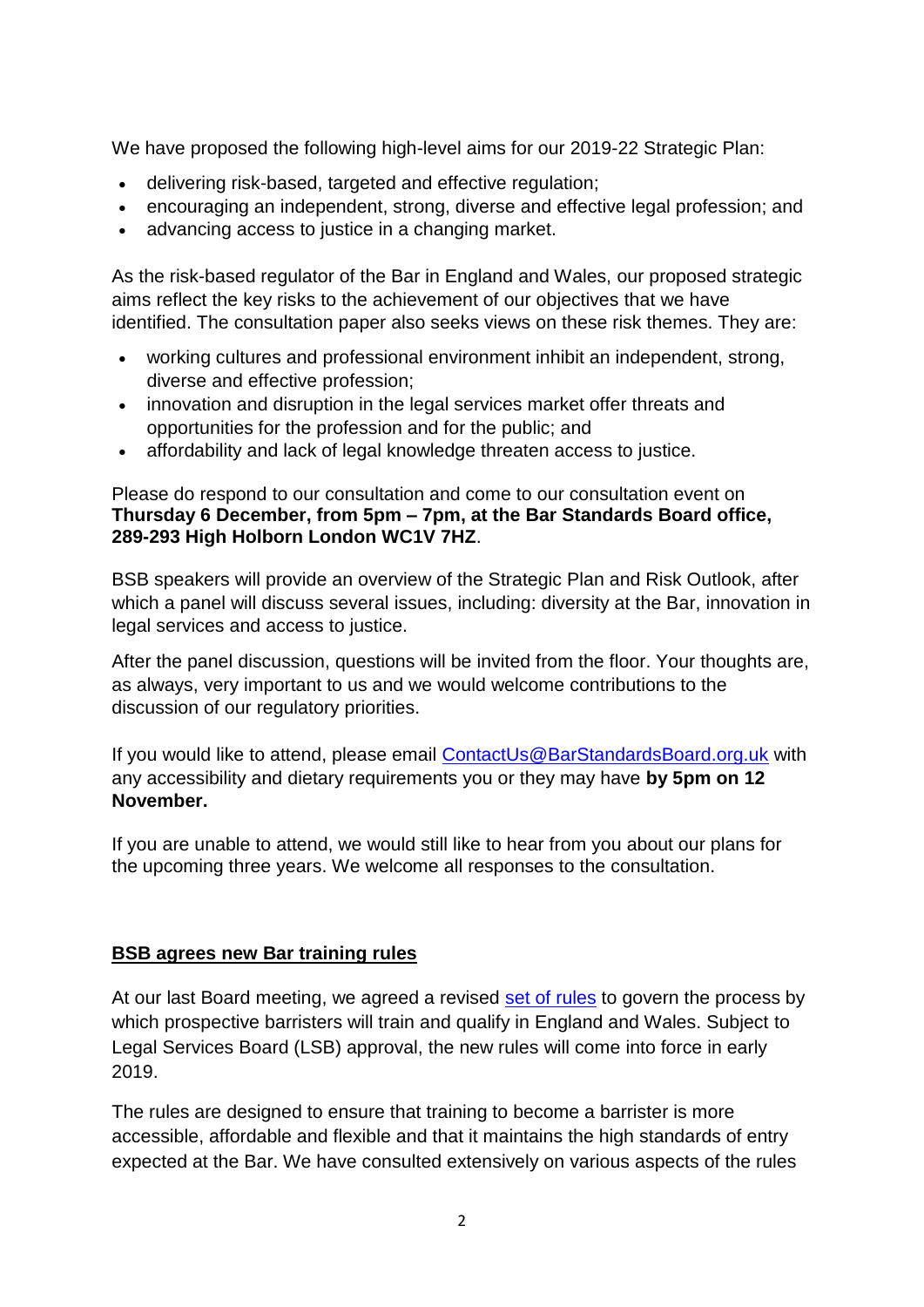We have proposed the following high-level aims for our 2019-22 Strategic Plan:

- delivering risk-based, targeted and effective regulation;
- encouraging an independent, strong, diverse and effective legal profession; and
- advancing access to justice in a changing market.

As the risk-based regulator of the Bar in England and Wales, our proposed strategic aims reflect the key risks to the achievement of our objectives that we have identified. The consultation paper also seeks views on these risk themes. They are:

- working cultures and professional environment inhibit an independent, strong, diverse and effective profession;
- innovation and disruption in the legal services market offer threats and opportunities for the profession and for the public; and
- affordability and lack of legal knowledge threaten access to justice.

Please do respond to our consultation and come to our consultation event on **Thursday 6 December, from 5pm – 7pm, at the Bar Standards Board office, 289-293 High Holborn London WC1V 7HZ**.

BSB speakers will provide an overview of the Strategic Plan and Risk Outlook, after which a panel will discuss several issues, including: diversity at the Bar, innovation in legal services and access to justice.

After the panel discussion, questions will be invited from the floor. Your thoughts are, as always, very important to us and we would welcome contributions to the discussion of our regulatory priorities.

If you would like to attend, please email ContactUs@BarStandardsBoard.org.uk with any accessibility and dietary requirements you or they may have **by 5pm on 12 November.**

If you are unable to attend, we would still like to hear from you about our plans for the upcoming three years. We welcome all responses to the consultation.

## BSB agrees new Bar training rules

At our last Board meeting, we agreed a revised set of rules to govern the process by which prospective barristers will train and qualify in England and Wales. Subject to Legal Services Board (LSB) approval, the new rules will come into force in early 2019.

The rules are designed to ensure that training to become a barrister is more accessible, affordable and flexible and that it maintains the high standards of entry expected at the Bar. We have consulted extensively on various aspects of the rules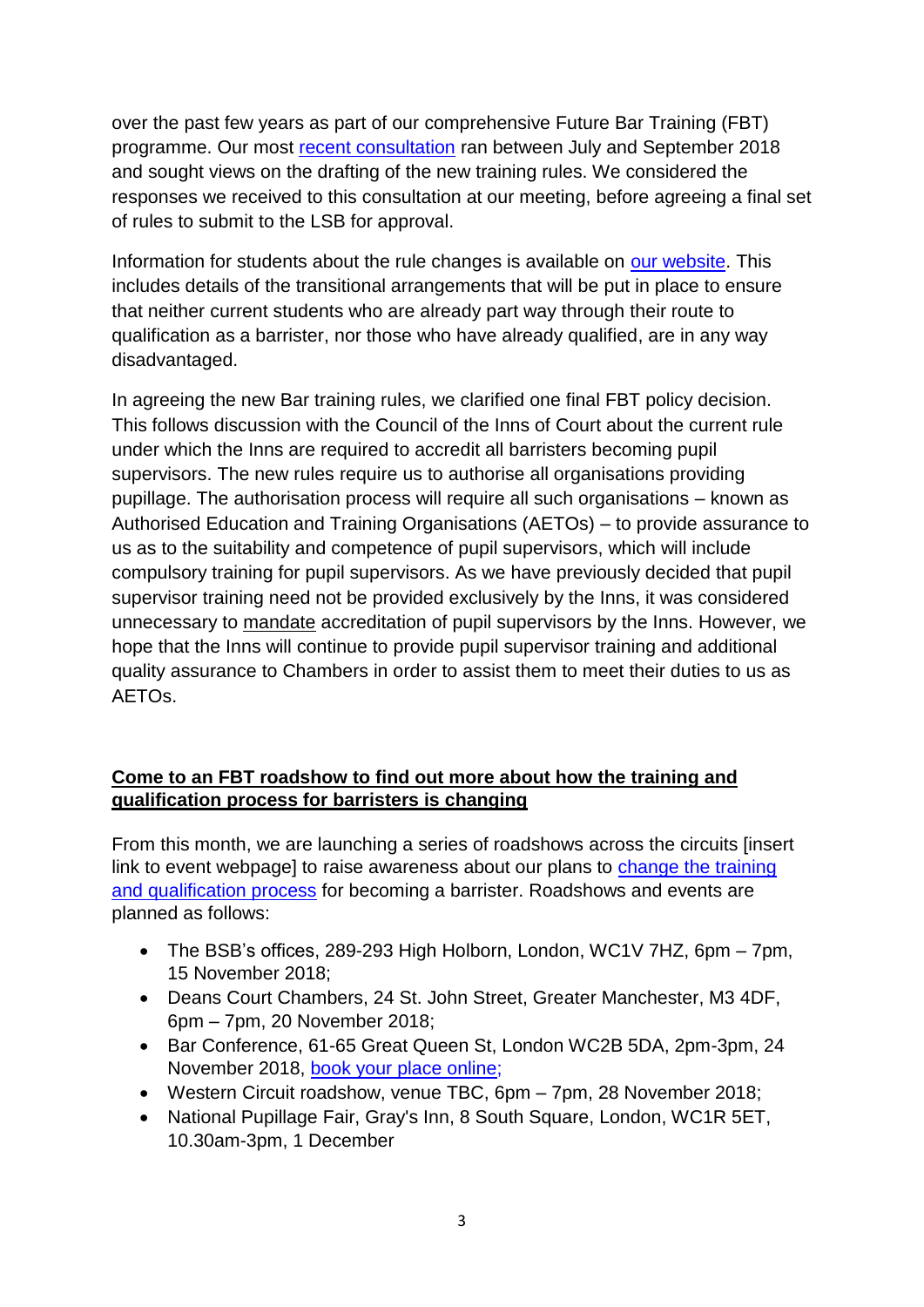over the past few years as part of our comprehensive Future Bar Training (FBT) programme. Our most recent consultation ran between July and September 2018 and sought views on the drafting of the new training rules. We considered the responses we received to this consultation at our meeting, before agreeing a final set of rules to submit to the LSB for approval.

Information for students about the rule changes is available on our website. This includes details of the transitional arrangements that will be put in place to ensure that neither current students who are already part way through their route to qualification as a barrister, nor those who have already qualified, are in any way disadvantaged.

In agreeing the new Bar training rules, we clarified one final FBT policy decision. This follows discussion with the Council of the Inns of Court about the current rule under which the Inns are required to accredit all barristers becoming pupil supervisors. The new rules require us to authorise all organisations providing pupillage. The authorisation process will require all such organisations – known as Authorised Education and Training Organisations (AETOs) – to provide assurance to us as to the suitability and competence of pupil supervisors, which will include compulsory training for pupil supervisors. As we have previously decided that pupil supervisor training need not be provided exclusively by the Inns, it was considered unnecessary to mandate accreditation of pupil supervisors by the Inns. However, we hope that the Inns will continue to provide pupil supervisor training and additional quality assurance to Chambers in order to assist them to meet their duties to us as AETOs.

## Come to an FBT roadshow to find out more about how the training and qualification process for barristers is changing

From this month, we are launching a series of roadshows across the circuits [insert link to event webpage] to raise awareness about our plans to change the training and qualification process for becoming a barrister. Roadshows and events are planned as follows:

- The BSB's offices, 289-293 High Holborn, London, WC1V 7HZ, 6pm – 7pm, 15 November 2018;
- Deans Court Chambers, 24 St. John Street, Greater Manchester, M3 4DF, 6pm – 7pm, 20 November 2018;
- Bar Conference, 61-65 Great Queen St, London WC2B 5DA, 2pm-3pm, 24 November 2018, book your place online;
- Western Circuit roadshow, venue TBC, 6pm – 7pm, 28 November 2018;
- National Pupillage Fair, Gray's Inn, 8 South Square, London, WC1R 5ET, 10.30am-3pm, 1 December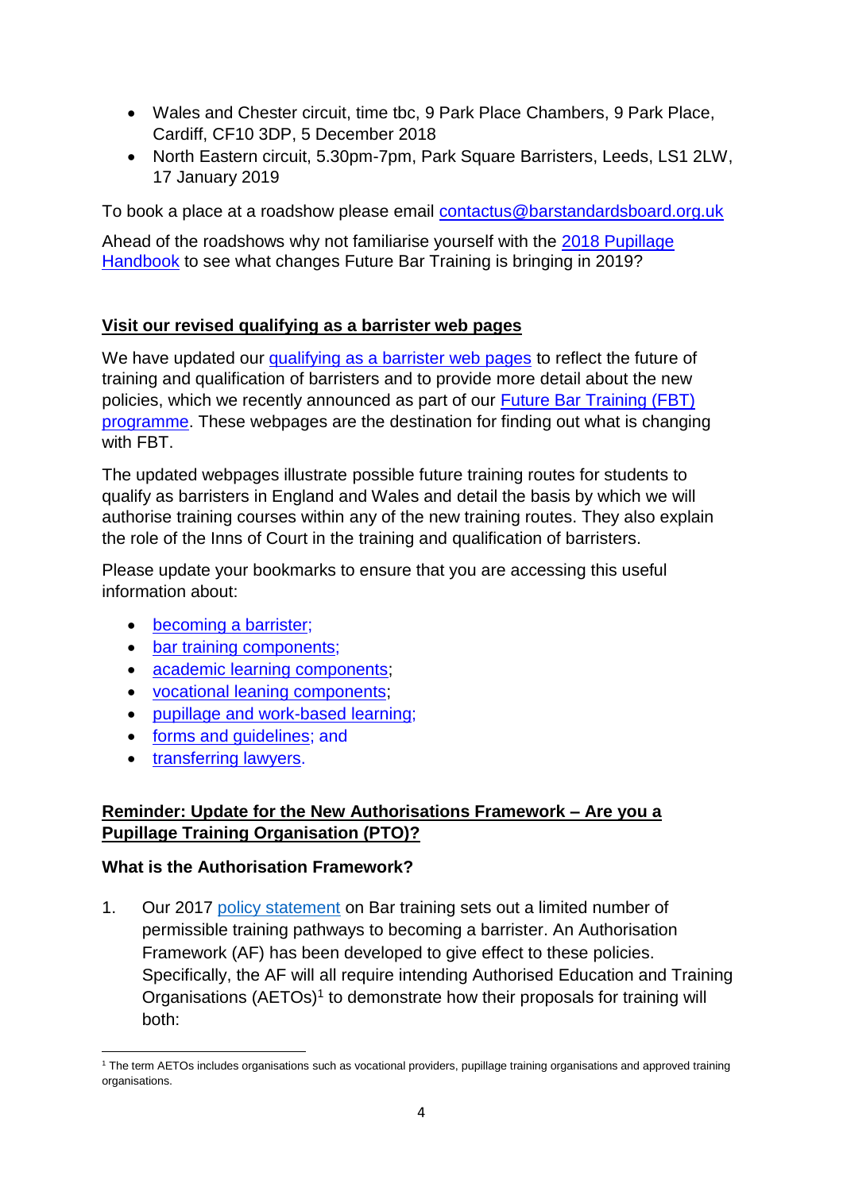- Wales and Chester circuit, time tbc, 9 Park Place Chambers, 9 Park Place, Cardiff, CF10 3DP, 5 December 2018
- North Eastern circuit, 5.30pm-7pm, Park Square Barristers, Leeds, LS1 2LW, 17 January 2019

To book a place at a roadshow please email contactus@barstandardsboard.org.uk

Ahead of the roadshows why not familiarise yourself with the 2018 Pupillage Handbook to see what changes Future Bar Training is bringing in 2019?

**Visit our revised qualifying as a barrister web pages**

We have updated our qualifying as a barrister web pages to reflect the future of training and qualification of barristers and to provide more detail about the new policies, which we recently announced as part of our Future Bar Training (FBT) programme. These webpages are the destination for finding out what is changing with FBT.

The updated webpages illustrate possible future training routes for students to qualify as barristers in England and Wales and detail the basis by which we will authorise training courses within any of the new training routes. They also explain the role of the Inns of Court in the training and qualification of barristers.

Please update your bookmarks to ensure that you are accessing this useful information about:

- becoming a barrister;
- bar training components;
- academic learning components;
- vocational leaning components;
- pupillage and work-based learning;
- forms and guidelines; and
- transferring lawyers.

**Reminder: Update for the New Authorisations Framework – Are you a Pupillage Training Organisation (PTO)?**

**What is the Authorisation Framework?**

1. Our 2017 policy statement on Bar training sets out a limited number of permissible training pathways to becoming a barrister. An Authorisation Framework (AF) has been developed to give effect to these policies. Specifically, the AF will all require intending Authorised Education and Training Organisations (AETOs)[1] to demonstrate how their proposals for training will both:

[1] The term AETOs includes organisations such as vocational providers, pupillage training organisations and approved training organisations.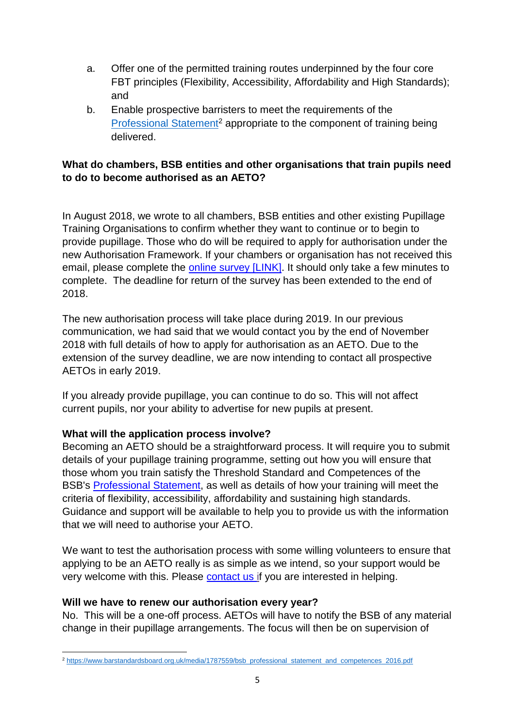a. Offer one of the permitted training routes underpinned by the four core FBT principles (Flexibility, Accessibility, Affordability and High Standards); and

b. Enable prospective barristers to meet the requirements of the [Professional Statement](https://www.barstandardsboard.org.uk/media/1787559/bsb_professional_statement_and_competences_2016.pdf)[2] appropriate to the component of training being delivered.

**What do chambers, BSB entities and other organisations that train pupils need to do to become authorised as an AETO?**

In August 2018, we wrote to all chambers, BSB entities and other existing Pupillage Training Organisations to confirm whether they want to continue or to begin to provide pupillage. Those who do will be required to apply for authorisation under the new Authorisation Framework. If your chambers or organisation has not received this email, please complete the online survey [LINK]. It should only take a few minutes to complete. The deadline for return of the survey has been extended to the end of 2018.

The new authorisation process will take place during 2019. In our previous communication, we had said that we would contact you by the end of November 2018 with full details of how to apply for authorisation as an AETO. Due to the extension of the survey deadline, we are now intending to contact all prospective AETOs in early 2019.

If you already provide pupillage, you can continue to do so. This will not affect current pupils, nor your ability to advertise for new pupils at present.

**What will the application process involve?**

Becoming an AETO should be a straightforward process. It will require you to submit details of your pupillage training programme, setting out how you will ensure that those whom you train satisfy the Threshold Standard and Competences of the BSB's Professional Statement, as well as details of how your training will meet the criteria of flexibility, accessibility, affordability and sustaining high standards. Guidance and support will be available to help you to provide us with the information that we will need to authorise your AETO.

We want to test the authorisation process with some willing volunteers to ensure that applying to be an AETO really is as simple as we intend, so your support would be very welcome with this. Please contact us if you are interested in helping.

**Will we have to renew our authorisation every year?**

No. This will be a one-off process. AETOs will have to notify the BSB of any material change in their pupillage arrangements. The focus will then be on supervision of

[2] https://www.barstandardsboard.org.uk/media/1787559/bsb_professional_statement_and_competences_2016.pdf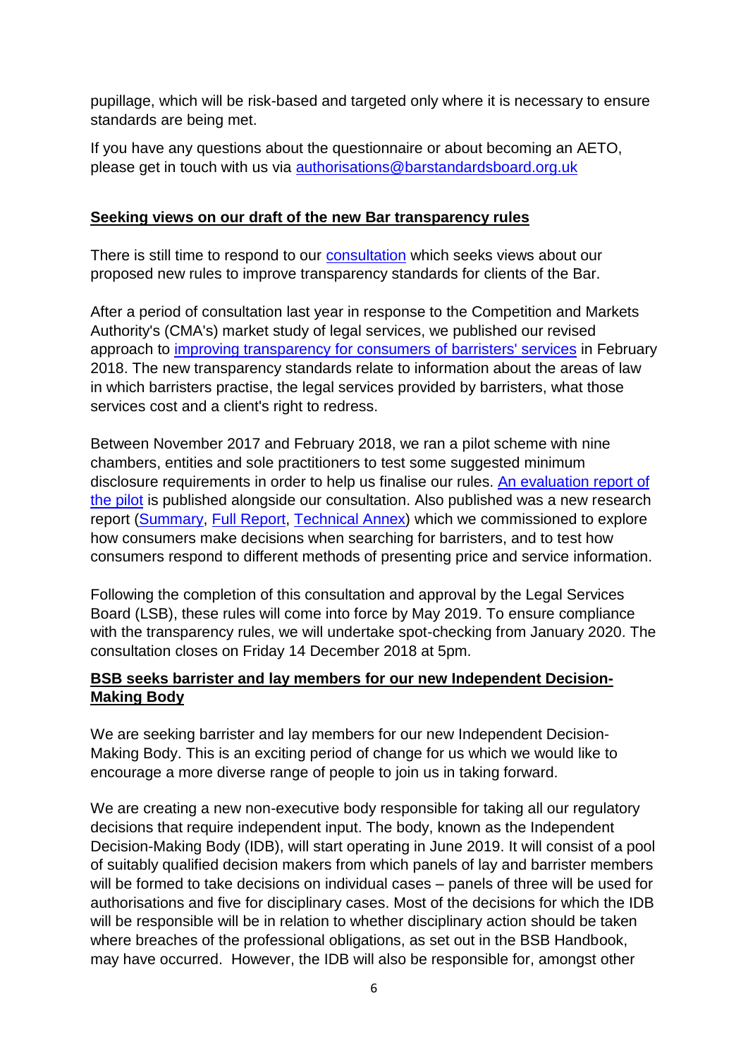pupillage, which will be risk-based and targeted only where it is necessary to ensure standards are being met.

If you have any questions about the questionnaire or about becoming an AETO, please get in touch with us via authorisations@barstandardsboard.org.uk

## Seeking views on our draft of the new Bar transparency rules

There is still time to respond to our consultation which seeks views about our proposed new rules to improve transparency standards for clients of the Bar.

After a period of consultation last year in response to the Competition and Markets Authority's (CMA's) market study of legal services, we published our revised approach to improving transparency for consumers of barristers' services in February 2018. The new transparency standards relate to information about the areas of law in which barristers practise, the legal services provided by barristers, what those services cost and a client's right to redress.

Between November 2017 and February 2018, we ran a pilot scheme with nine chambers, entities and sole practitioners to test some suggested minimum disclosure requirements in order to help us finalise our rules. An evaluation report of the pilot is published alongside our consultation. Also published was a new research report (Summary, Full Report, Technical Annex) which we commissioned to explore how consumers make decisions when searching for barristers, and to test how consumers respond to different methods of presenting price and service information.

Following the completion of this consultation and approval by the Legal Services Board (LSB), these rules will come into force by May 2019. To ensure compliance with the transparency rules, we will undertake spot-checking from January 2020. The consultation closes on Friday 14 December 2018 at 5pm.

## BSB seeks barrister and lay members for our new Independent Decision-Making Body

We are seeking barrister and lay members for our new Independent Decision-Making Body. This is an exciting period of change for us which we would like to encourage a more diverse range of people to join us in taking forward.

We are creating a new non-executive body responsible for taking all our regulatory decisions that require independent input. The body, known as the Independent Decision-Making Body (IDB), will start operating in June 2019. It will consist of a pool of suitably qualified decision makers from which panels of lay and barrister members will be formed to take decisions on individual cases – panels of three will be used for authorisations and five for disciplinary cases. Most of the decisions for which the IDB will be responsible will be in relation to whether disciplinary action should be taken where breaches of the professional obligations, as set out in the BSB Handbook, may have occurred. However, the IDB will also be responsible for, amongst other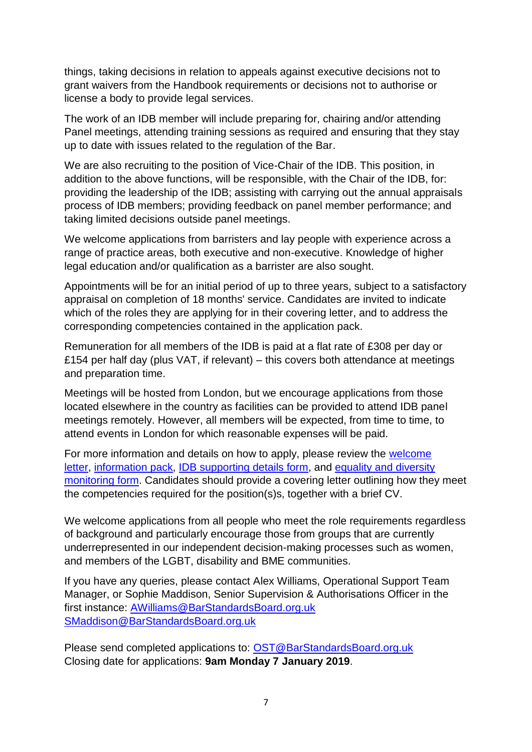things, taking decisions in relation to appeals against executive decisions not to grant waivers from the Handbook requirements or decisions not to authorise or license a body to provide legal services.

The work of an IDB member will include preparing for, chairing and/or attending Panel meetings, attending training sessions as required and ensuring that they stay up to date with issues related to the regulation of the Bar.

We are also recruiting to the position of Vice-Chair of the IDB. This position, in addition to the above functions, will be responsible, with the Chair of the IDB, for: providing the leadership of the IDB; assisting with carrying out the annual appraisals process of IDB members; providing feedback on panel member performance; and taking limited decisions outside panel meetings.

We welcome applications from barristers and lay people with experience across a range of practice areas, both executive and non-executive. Knowledge of higher legal education and/or qualification as a barrister are also sought.

Appointments will be for an initial period of up to three years, subject to a satisfactory appraisal on completion of 18 months' service. Candidates are invited to indicate which of the roles they are applying for in their covering letter, and to address the corresponding competencies contained in the application pack.

Remuneration for all members of the IDB is paid at a flat rate of £308 per day or £154 per half day (plus VAT, if relevant) – this covers both attendance at meetings and preparation time.

Meetings will be hosted from London, but we encourage applications from those located elsewhere in the country as facilities can be provided to attend IDB panel meetings remotely. However, all members will be expected, from time to time, to attend events in London for which reasonable expenses will be paid.

For more information and details on how to apply, please review the welcome letter, information pack, IDB supporting details form, and equality and diversity monitoring form. Candidates should provide a covering letter outlining how they meet the competencies required for the position(s)s, together with a brief CV.

We welcome applications from all people who meet the role requirements regardless of background and particularly encourage those from groups that are currently underrepresented in our independent decision-making processes such as women, and members of the LGBT, disability and BME communities.

If you have any queries, please contact Alex Williams, Operational Support Team Manager, or Sophie Maddison, Senior Supervision & Authorisations Officer in the first instance: AWilliams@BarStandardsBoard.org.uk
SMaddison@BarStandardsBoard.org.uk

Please send completed applications to: OST@BarStandardsBoard.org.uk
Closing date for applications: **9am Monday 7 January 2019**.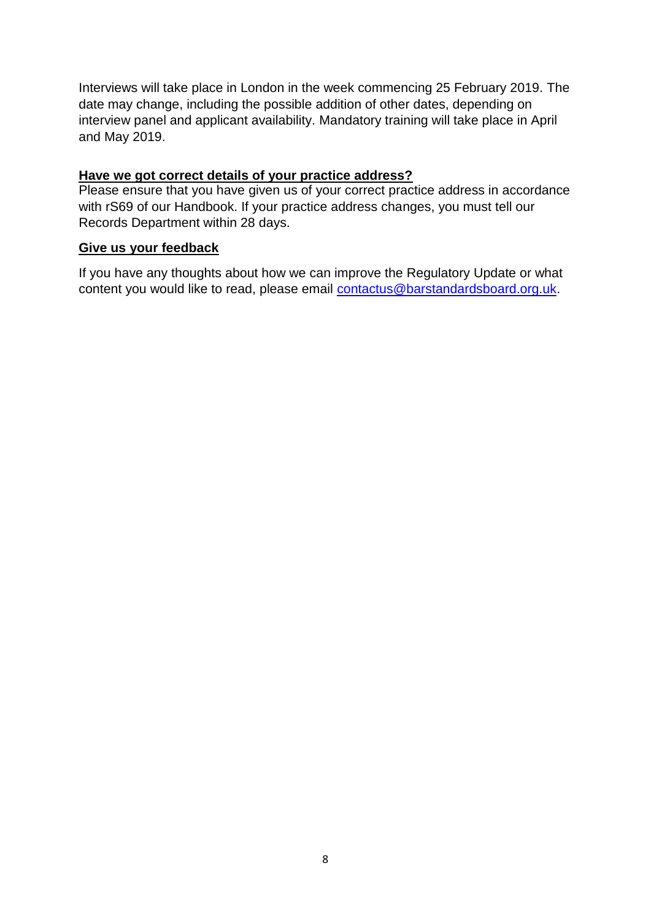Interviews will take place in London in the week commencing 25 February 2019. The date may change, including the possible addition of other dates, depending on interview panel and applicant availability. Mandatory training will take place in April and May 2019.

## **Have we got correct details of your practice address?**

Please ensure that you have given us of your correct practice address in accordance with rS69 of our Handbook. If your practice address changes, you must tell our Records Department within 28 days.

## **Give us your feedback**

If you have any thoughts about how we can improve the Regulatory Update or what content you would like to read, please email contactus@barstandardsboard.org.uk.